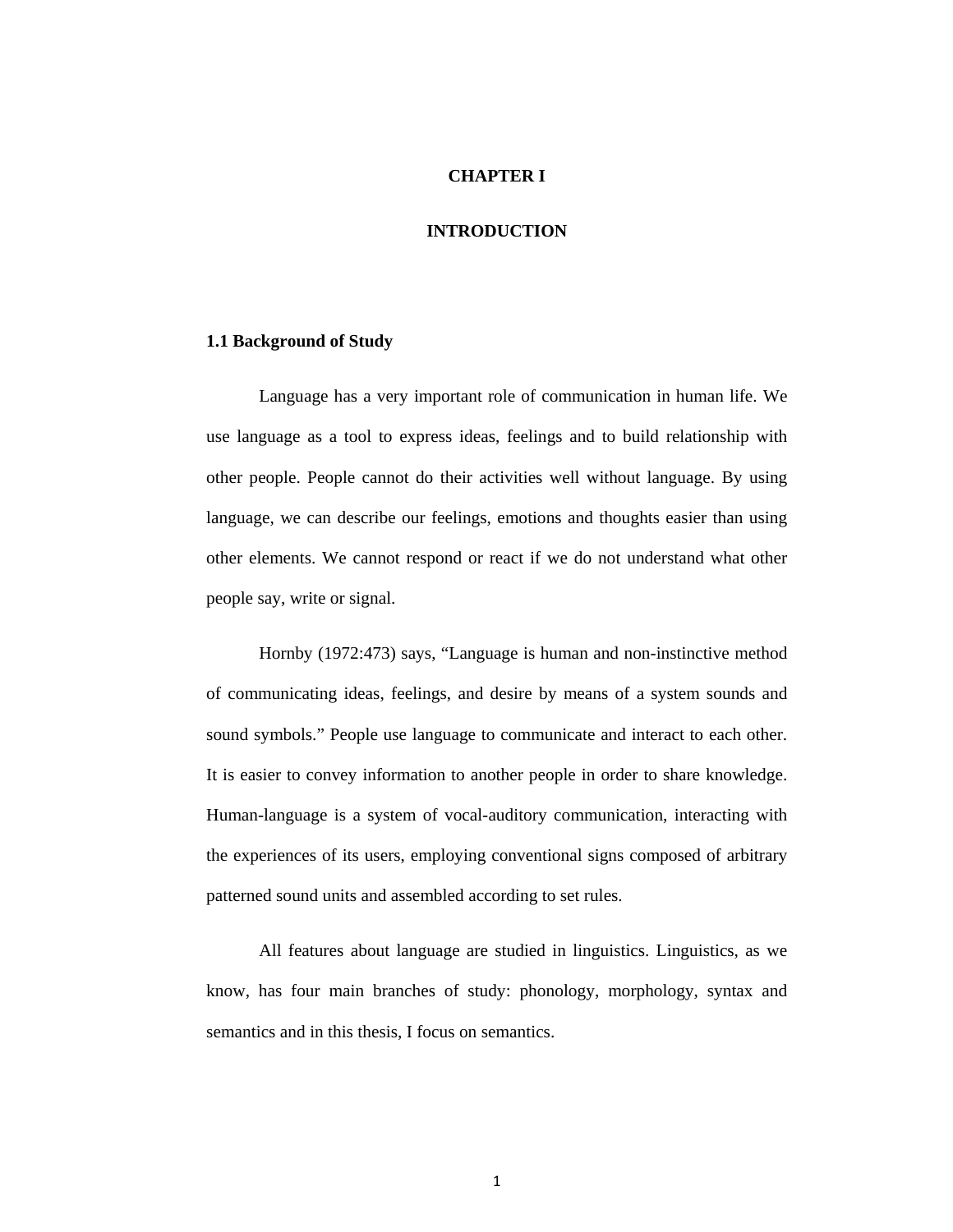# CHAPTER I

# INTRODUCTION

## 1.1 Background of Study

Language has a very important role of communication in human life. We use language as a tool to express ideas, feelings and to build relationship with other people. People cannot do their activities well without language. By using language, we can describe our feelings, emotions and thoughts easier than using other elements. We cannot respond or react if we do not understand what other people say, write or signal.

Hornby (1972:473) says, "Language is human and non-instinctive method of communicating ideas, feelings, and desire by means of a system sounds and sound symbols." People use language to communicate and interact to each other. It is easier to convey information to another people in order to share knowledge. Human-language is a system of vocal-auditory communication, interacting with the experiences of its users, employing conventional signs composed of arbitrary patterned sound units and assembled according to set rules.

All features about language are studied in linguistics. Linguistics, as we know, has four main branches of study: phonology, morphology, syntax and semantics and in this thesis, I focus on semantics.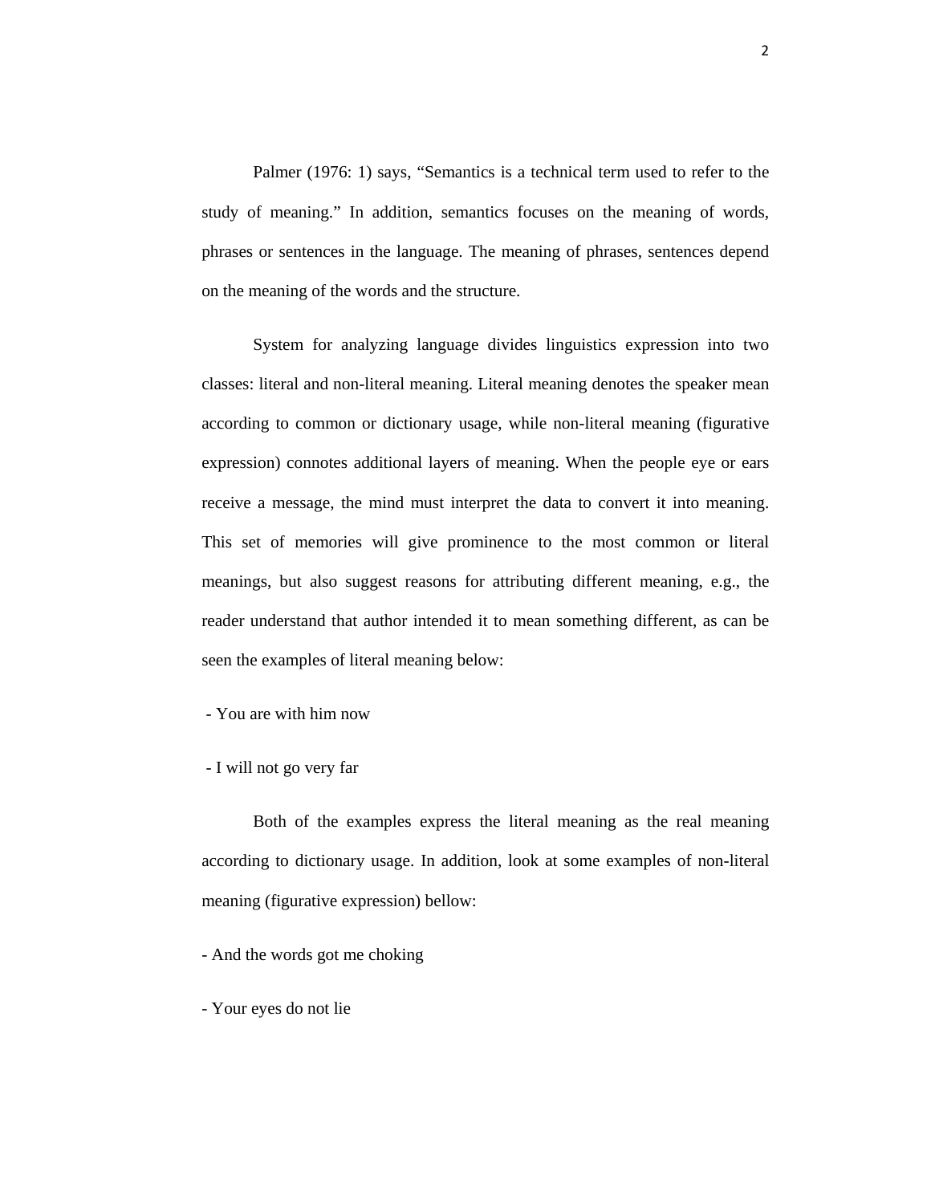Palmer (1976: 1) says, “Semantics is a technical term used to refer to the study of meaning.” In addition, semantics focuses on the meaning of words, phrases or sentences in the language. The meaning of phrases, sentences depend on the meaning of the words and the structure.

System for analyzing language divides linguistics expression into two classes: literal and non-literal meaning. Literal meaning denotes the speaker mean according to common or dictionary usage, while non-literal meaning (figurative expression) connotes additional layers of meaning. When the people eye or ears receive a message, the mind must interpret the data to convert it into meaning. This set of memories will give prominence to the most common or literal meanings, but also suggest reasons for attributing different meaning, e.g., the reader understand that author intended it to mean something different, as can be seen the examples of literal meaning below:

- You are with him now

- I will not go very far

Both of the examples express the literal meaning as the real meaning according to dictionary usage. In addition, look at some examples of non-literal meaning (figurative expression) bellow:

- And the words got me choking

- Your eyes do not lie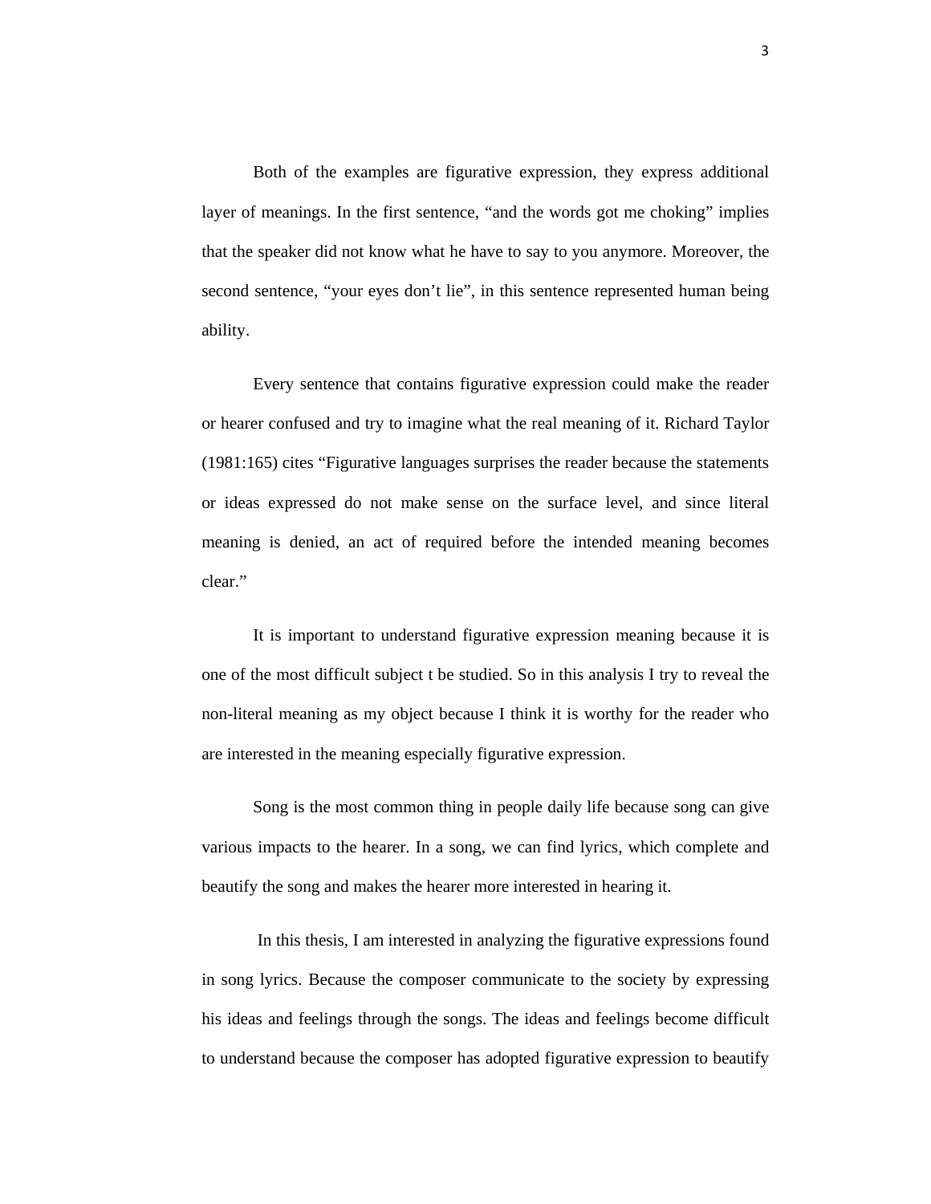Both of the examples are figurative expression, they express additional layer of meanings. In the first sentence, “and the words got me choking” implies that the speaker did not know what he have to say to you anymore. Moreover, the second sentence, “your eyes don’t lie”, in this sentence represented human being ability.

Every sentence that contains figurative expression could make the reader or hearer confused and try to imagine what the real meaning of it. Richard Taylor (1981:165) cites “Figurative languages surprises the reader because the statements or ideas expressed do not make sense on the surface level, and since literal meaning is denied, an act of required before the intended meaning becomes clear.”

It is important to understand figurative expression meaning because it is one of the most difficult subject t be studied. So in this analysis I try to reveal the non-literal meaning as my object because I think it is worthy for the reader who are interested in the meaning especially figurative expression.

Song is the most common thing in people daily life because song can give various impacts to the hearer. In a song, we can find lyrics, which complete and beautify the song and makes the hearer more interested in hearing it.

In this thesis, I am interested in analyzing the figurative expressions found in song lyrics. Because the composer communicate to the society by expressing his ideas and feelings through the songs. The ideas and feelings become difficult to understand because the composer has adopted figurative expression to beautify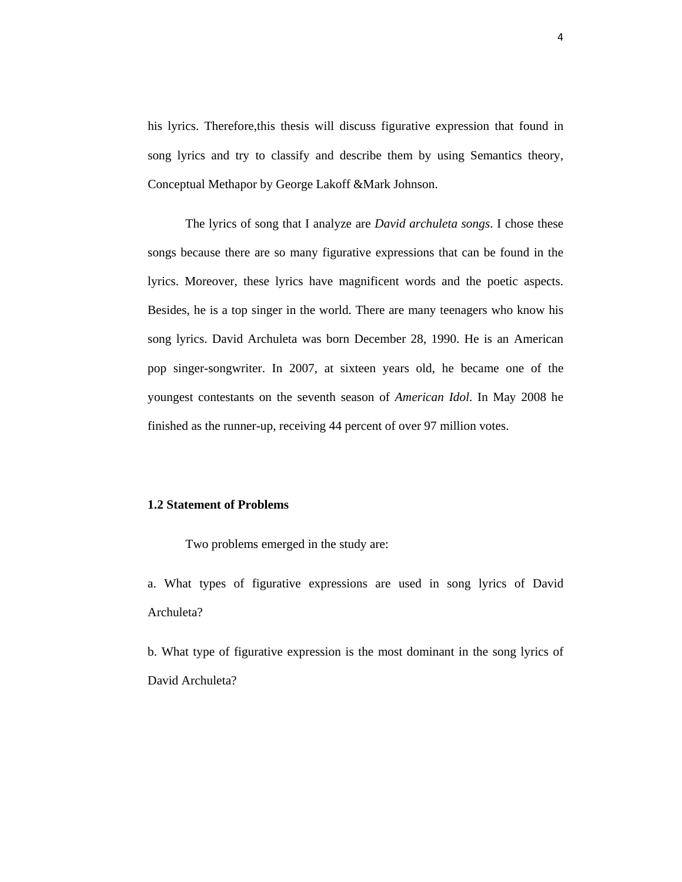his lyrics. Therefore,this thesis will discuss figurative expression that found in song lyrics and try to classify and describe them by using Semantics theory, Conceptual Methapor by George Lakoff &Mark Johnson.

The lyrics of song that I analyze are *David archuleta songs*. I chose these songs because there are so many figurative expressions that can be found in the lyrics. Moreover, these lyrics have magnificent words and the poetic aspects. Besides, he is a top singer in the world. There are many teenagers who know his song lyrics. David Archuleta was born December 28, 1990. He is an American pop singer-songwriter. In 2007, at sixteen years old, he became one of the youngest contestants on the seventh season of *American Idol*. In May 2008 he finished as the runner-up, receiving 44 percent of over 97 million votes.

### 1.2 Statement of Problems

Two problems emerged in the study are:

a. What types of figurative expressions are used in song lyrics of David Archuleta?

b. What type of figurative expression is the most dominant in the song lyrics of David Archuleta?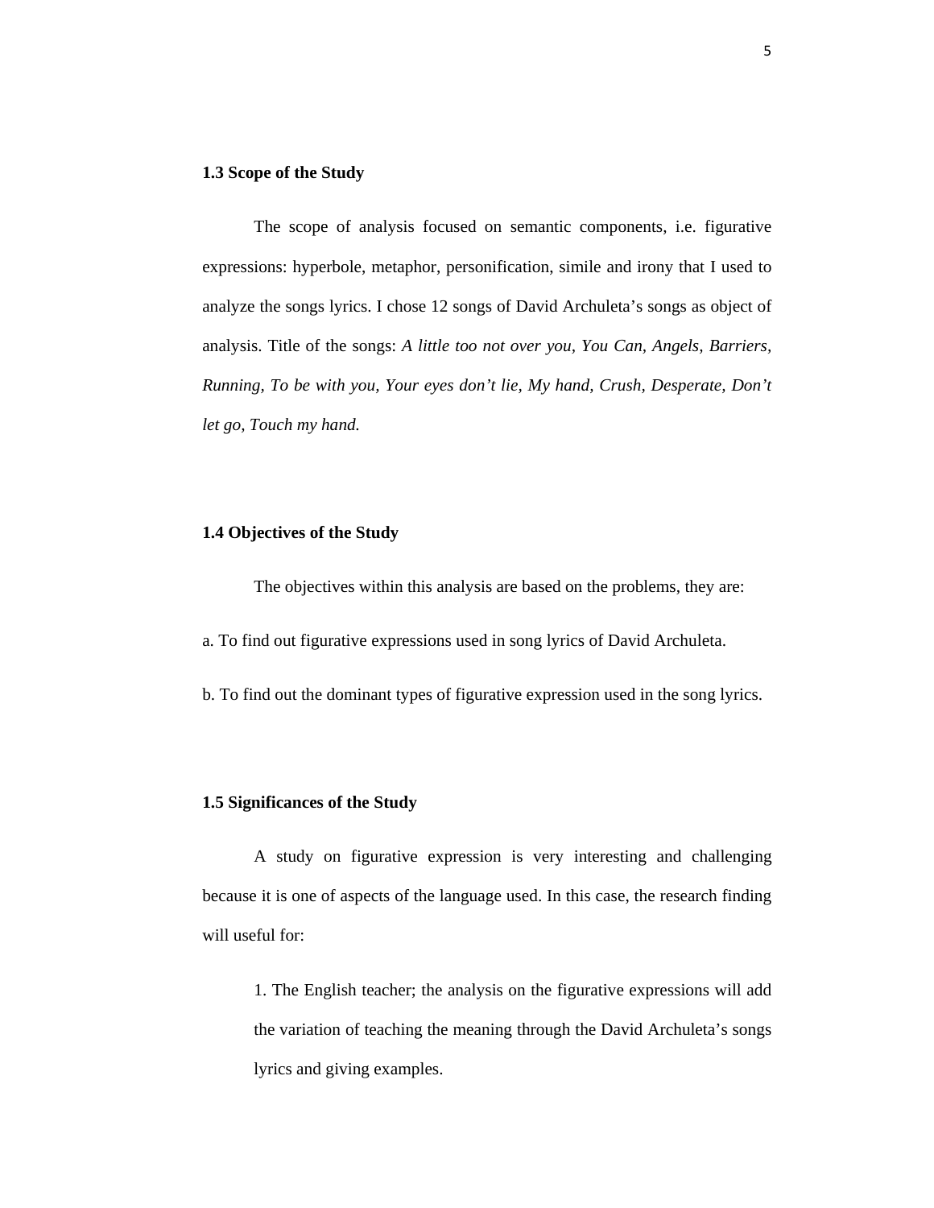### 1.3 Scope of the Study

The scope of analysis focused on semantic components, i.e. figurative expressions: hyperbole, metaphor, personification, simile and irony that I used to analyze the songs lyrics. I chose 12 songs of David Archuleta's songs as object of analysis. Title of the songs: *A little too not over you*, *You Can*, *Angels*, *Barriers*, *Running*, *To be with you*, *Your eyes don't lie*, *My hand*, *Crush*, *Desperate*, *Don't let go*, *Touch my hand.*

### 1.4 Objectives of the Study

The objectives within this analysis are based on the problems, they are:

a. To find out figurative expressions used in song lyrics of David Archuleta.

b. To find out the dominant types of figurative expression used in the song lyrics.

### 1.5 Significances of the Study

A study on figurative expression is very interesting and challenging because it is one of aspects of the language used. In this case, the research finding will useful for:

1. The English teacher; the analysis on the figurative expressions will add the variation of teaching the meaning through the David Archuleta's songs lyrics and giving examples.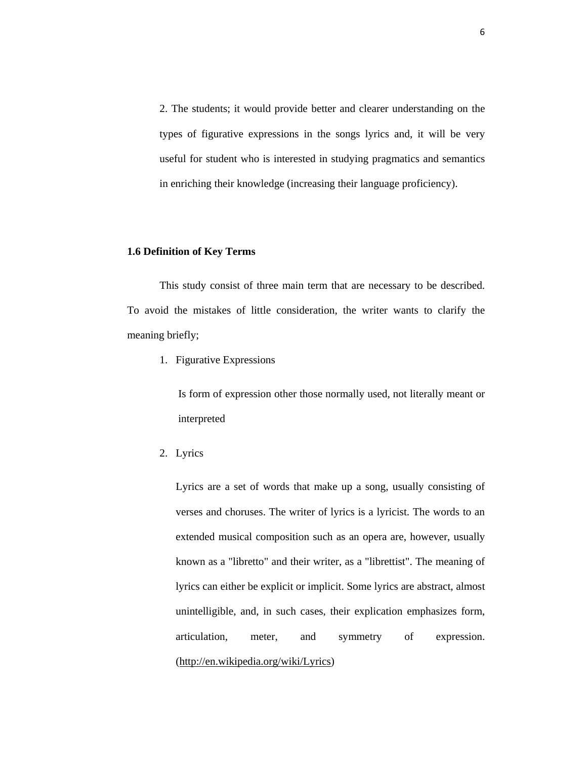2. The students; it would provide better and clearer understanding on the types of figurative expressions in the songs lyrics and, it will be very useful for student who is interested in studying pragmatics and semantics in enriching their knowledge (increasing their language proficiency).

### 1.6 Definition of Key Terms

This study consist of three main term that are necessary to be described. To avoid the mistakes of little consideration, the writer wants to clarify the meaning briefly;

1. Figurative Expressions

   Is form of expression other those normally used, not literally meant or interpreted

2. Lyrics

   Lyrics are a set of words that make up a song, usually consisting of verses and choruses. The writer of lyrics is a lyricist. The words to an extended musical composition such as an opera are, however, usually known as a "libretto" and their writer, as a "librettist". The meaning of lyrics can either be explicit or implicit. Some lyrics are abstract, almost unintelligible, and, in such cases, their explication emphasizes form, articulation, meter, and symmetry of expression. (http://en.wikipedia.org/wiki/Lyrics)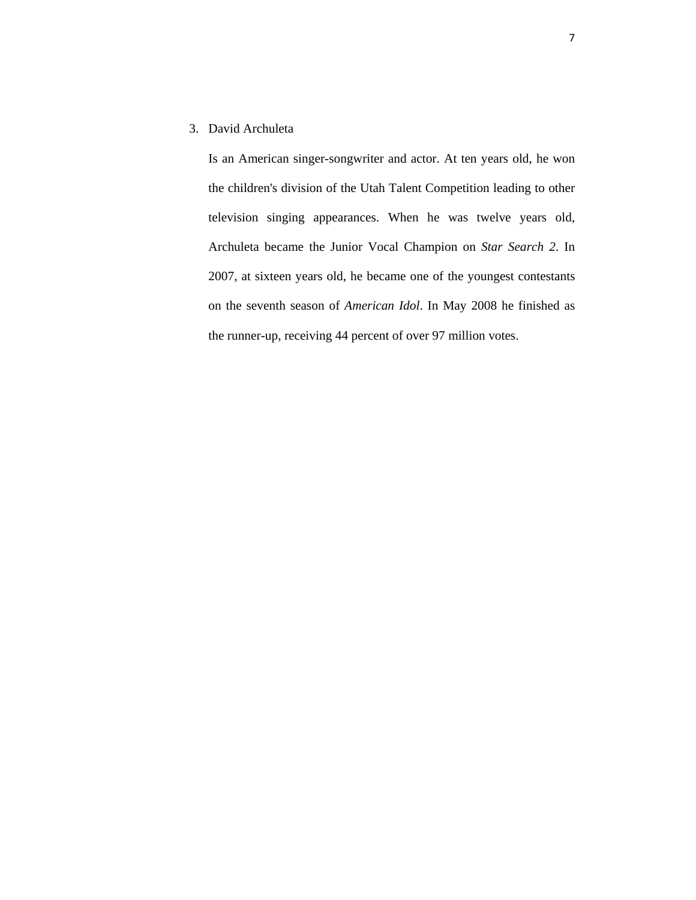3. David Archuleta

   Is an American singer-songwriter and actor. At ten years old, he won the children's division of the Utah Talent Competition leading to other television singing appearances. When he was twelve years old, Archuleta became the Junior Vocal Champion on *Star Search 2*. In 2007, at sixteen years old, he became one of the youngest contestants on the seventh season of *American Idol*. In May 2008 he finished as the runner-up, receiving 44 percent of over 97 million votes.